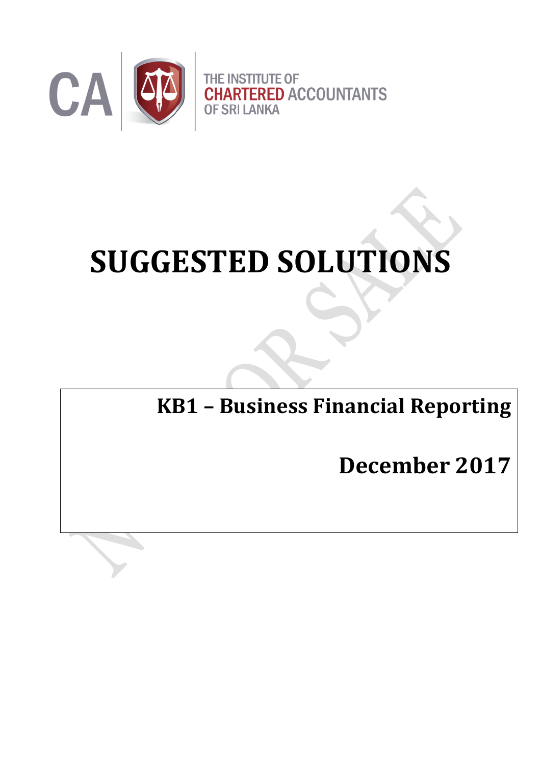CA THE INSTITUTE OF CHARTERED ACCOUNTANTS OF SRI LANKA

# SUGGESTED SOLUTIONS

**KB1 – Business Financial Reporting**

**December 2017**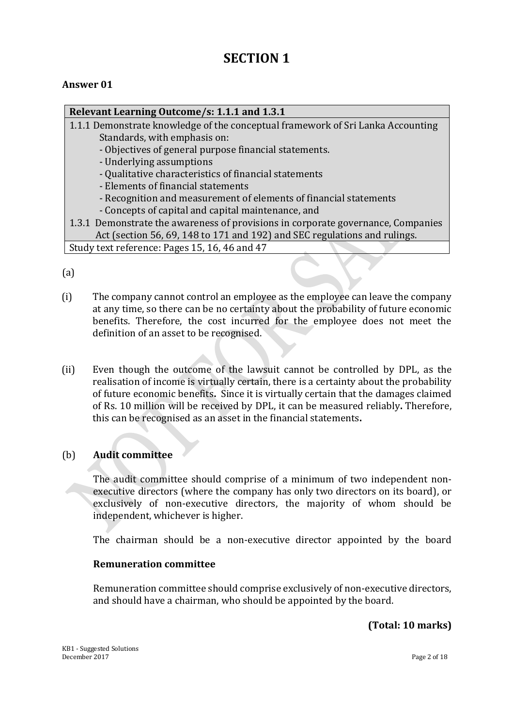# SECTION 1

**Answer 01**

| **Relevant Learning Outcome/s: 1.1.1 and 1.3.1** |
|---|
| 1.1.1 Demonstrate knowledge of the conceptual framework of Sri Lanka Accounting Standards, with emphasis on:<br>- Objectives of general purpose financial statements.<br>- Underlying assumptions<br>- Qualitative characteristics of financial statements<br>- Elements of financial statements<br>- Recognition and measurement of elements of financial statements<br>- Concepts of capital and capital maintenance, and<br>1.3.1 Demonstrate the awareness of provisions in corporate governance, Companies Act (section 56, 69, 148 to 171 and 192) and SEC regulations and rulings. |
| Study text reference: Pages 15, 16, 46 and 47 |

(a)

(i) The company cannot control an employee as the employee can leave the company at any time, so there can be no certainty about the probability of future economic benefits. Therefore, the cost incurred for the employee does not meet the definition of an asset to be recognised.

(ii) Even though the outcome of the lawsuit cannot be controlled by DPL, as the realisation of income is virtually certain, there is a certainty about the probability of future economic benefits. Since it is virtually certain that the damages claimed of Rs. 10 million will be received by DPL, it can be measured reliably. Therefore, this can be recognised as an asset in the financial statements.

(b) **Audit committee**

The audit committee should comprise of a minimum of two independent non-executive directors (where the company has only two directors on its board), or exclusively of non-executive directors, the majority of whom should be independent, whichever is higher.

The chairman should be a non-executive director appointed by the board

**Remuneration committee**

Remuneration committee should comprise exclusively of non-executive directors, and should have a chairman, who should be appointed by the board.

**(Total: 10 marks)**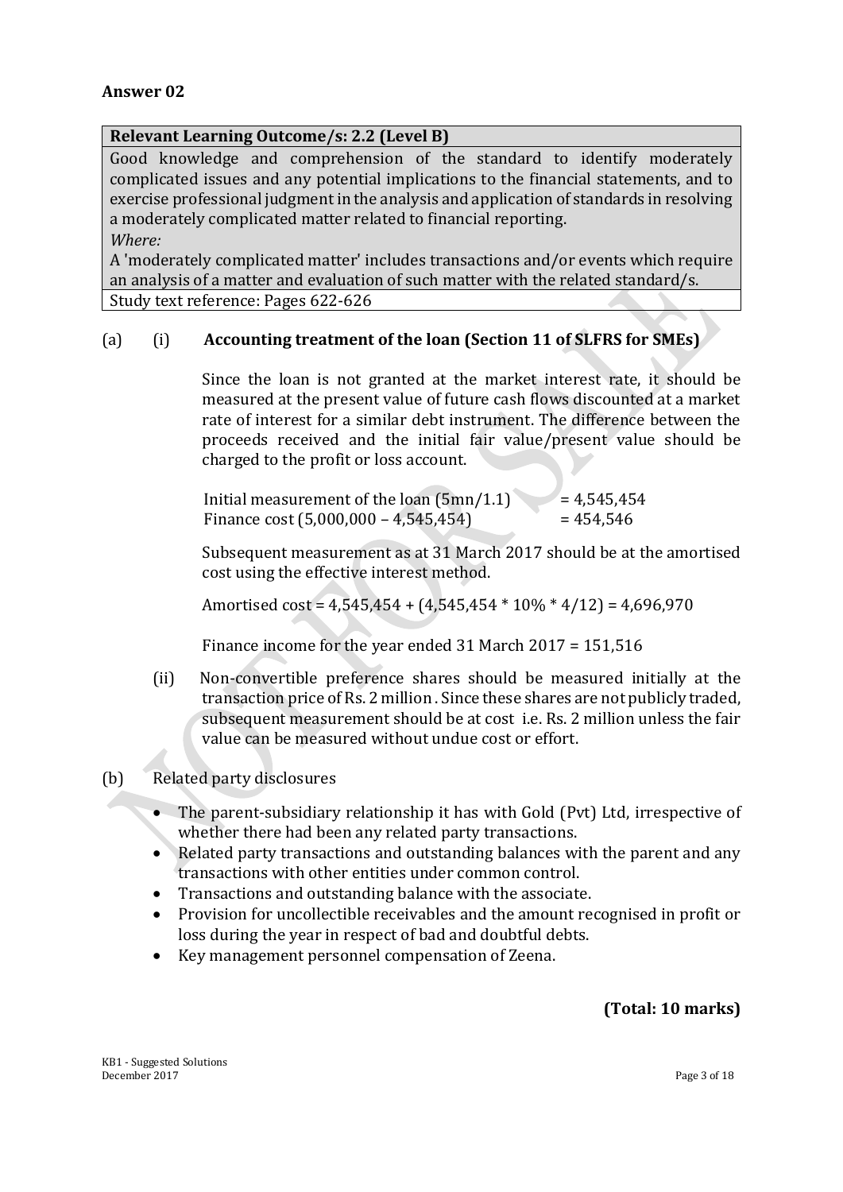**Answer 02**

| **Relevant Learning Outcome/s: 2.2 (Level B)** |
|---|
| Good knowledge and comprehension of the standard to identify moderately complicated issues and any potential implications to the financial statements, and to exercise professional judgment in the analysis and application of standards in resolving a moderately complicated matter related to financial reporting.<br>*Where:*<br>A 'moderately complicated matter' includes transactions and/or events which require an analysis of a matter and evaluation of such matter with the related standard/s. |
| Study text reference: Pages 622-626 |

(a) (i) **Accounting treatment of the loan (Section 11 of SLFRS for SMEs)**

Since the loan is not granted at the market interest rate, it should be measured at the present value of future cash flows discounted at a market rate of interest for a similar debt instrument. The difference between the proceeds received and the initial fair value/present value should be charged to the profit or loss account.

Initial measurement of the loan (5mn/1.1) = 4,545,454
Finance cost (5,000,000 – 4,545,454) = 454,546

Subsequent measurement as at 31 March 2017 should be at the amortised cost using the effective interest method.

Amortised cost = 4,545,454 + (4,545,454 * 10% * 4/12) = 4,696,970

Finance income for the year ended 31 March 2017 = 151,516

(ii) Non-convertible preference shares should be measured initially at the transaction price of Rs. 2 million. Since these shares are not publicly traded, subsequent measurement should be at cost i.e. Rs. 2 million unless the fair value can be measured without undue cost or effort.

(b) Related party disclosures

- The parent-subsidiary relationship it has with Gold (Pvt) Ltd, irrespective of whether there had been any related party transactions.
- Related party transactions and outstanding balances with the parent and any transactions with other entities under common control.
- Transactions and outstanding balance with the associate.
- Provision for uncollectible receivables and the amount recognised in profit or loss during the year in respect of bad and doubtful debts.
- Key management personnel compensation of Zeena.

**(Total: 10 marks)**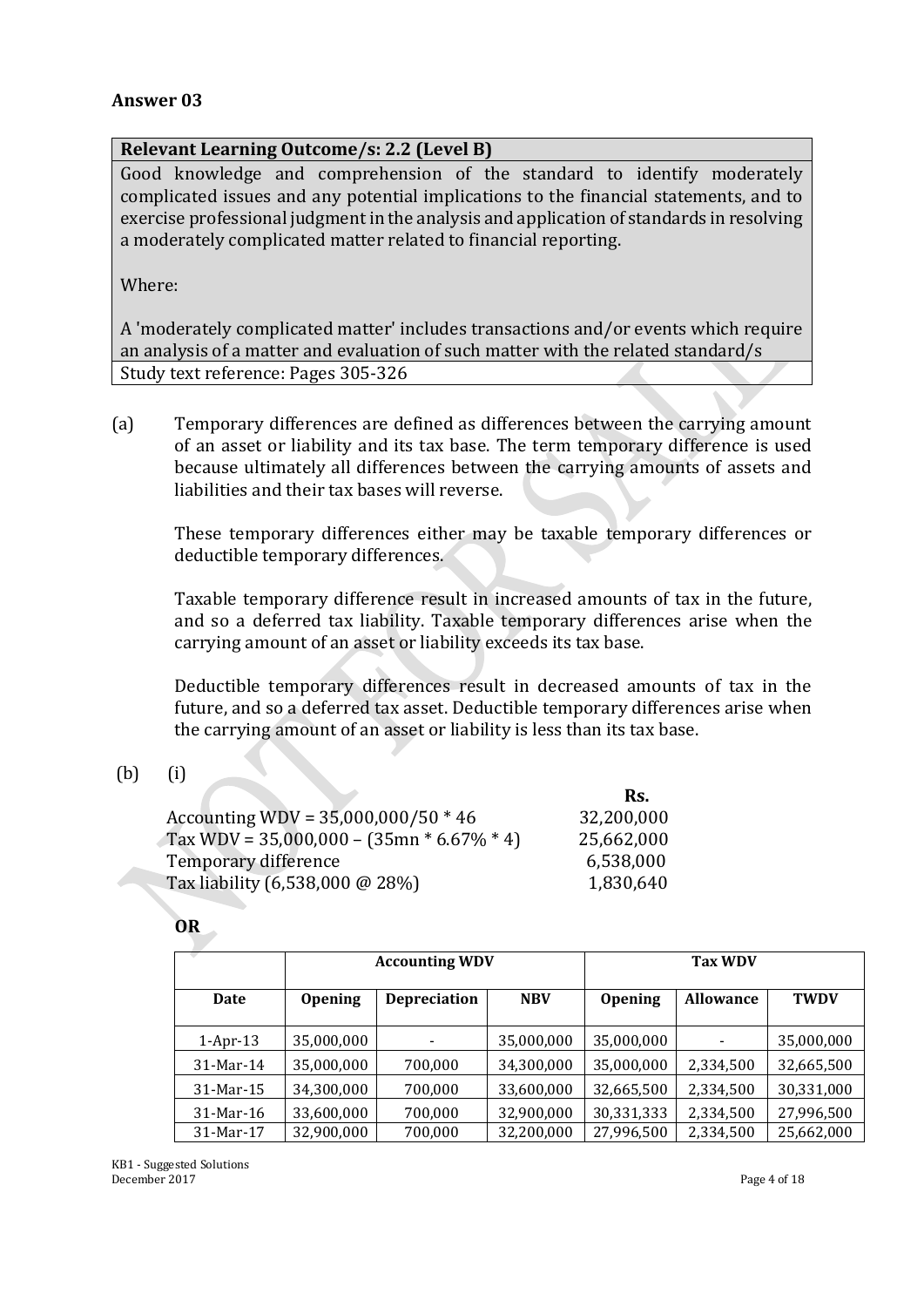## Answer 03

| Relevant Learning Outcome/s: 2.2 (Level B) |
|---|
| Good knowledge and comprehension of the standard to identify moderately complicated issues and any potential implications to the financial statements, and to exercise professional judgment in the analysis and application of standards in resolving a moderately complicated matter related to financial reporting.<br><br>Where:<br><br>A 'moderately complicated matter' includes transactions and/or events which require an analysis of a matter and evaluation of such matter with the related standard/s |
| Study text reference: Pages 305-326 |

(a) Temporary differences are defined as differences between the carrying amount of an asset or liability and its tax base. The term temporary difference is used because ultimately all differences between the carrying amounts of assets and liabilities and their tax bases will reverse.

These temporary differences either may be taxable temporary differences or deductible temporary differences.

Taxable temporary difference result in increased amounts of tax in the future, and so a deferred tax liability. Taxable temporary differences arise when the carrying amount of an asset or liability exceeds its tax base.

Deductible temporary differences result in decreased amounts of tax in the future, and so a deferred tax asset. Deductible temporary differences arise when the carrying amount of an asset or liability is less than its tax base.

(b) (i)

| | Rs. |
|---|---|
| Accounting WDV = 35,000,000/50 * 46 | 32,200,000 |
| Tax WDV = 35,000,000 – (35mn * 6.67% * 4) | 25,662,000 |
| Temporary difference | 6,538,000 |
| Tax liability (6,538,000 @ 28%) | 1,830,640 |

**OR**

| | Accounting WDV | | | Tax WDV | | |
|---|---|---|---|---|---|---|
| **Date** | **Opening** | **Depreciation** | **NBV** | **Opening** | **Allowance** | **TWDV** |
| 1-Apr-13 | 35,000,000 | - | 35,000,000 | 35,000,000 | - | 35,000,000 |
| 31-Mar-14 | 35,000,000 | 700,000 | 34,300,000 | 35,000,000 | 2,334,500 | 32,665,500 |
| 31-Mar-15 | 34,300,000 | 700,000 | 33,600,000 | 32,665,500 | 2,334,500 | 30,331,000 |
| 31-Mar-16 | 33,600,000 | 700,000 | 32,900,000 | 30,331,333 | 2,334,500 | 27,996,500 |
| 31-Mar-17 | 32,900,000 | 700,000 | 32,200,000 | 27,996,500 | 2,334,500 | 25,662,000 |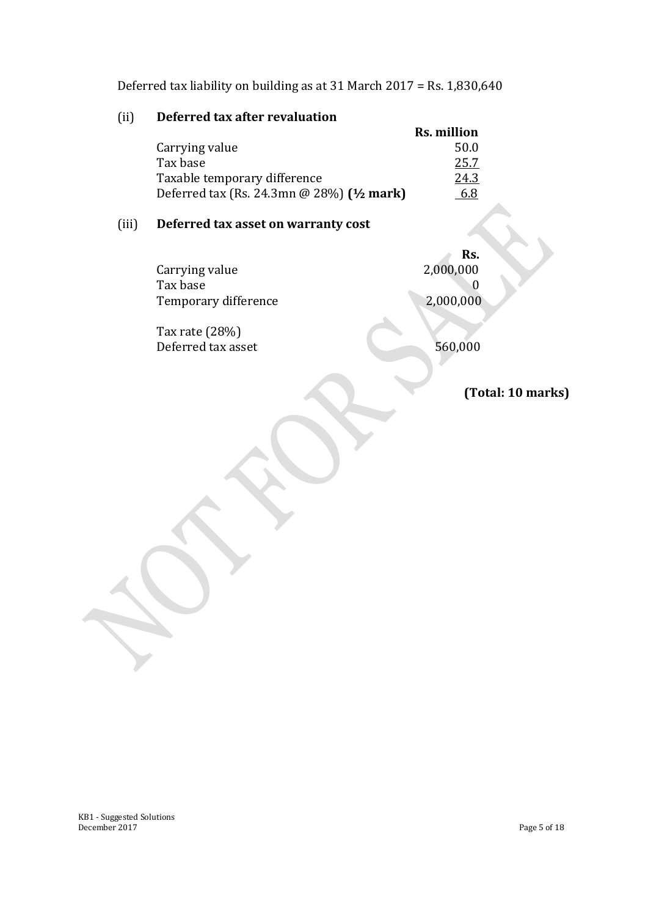Deferred tax liability on building as at 31 March 2017 = Rs. 1,830,640

(ii) **Deferred tax after revaluation**

| | **Rs. million** |
|---|---|
| Carrying value | 50.0 |
| Tax base | 25.7 |
| Taxable temporary difference | 24.3 |
| Deferred tax (Rs. 24.3mn @ 28%) **(½ mark)** | 6.8 |

(iii) **Deferred tax asset on warranty cost**

| | **Rs.** |
|---|---|
| Carrying value | 2,000,000 |
| Tax base | 0 |
| Temporary difference | 2,000,000 |
| Tax rate (28%) | |
| Deferred tax asset | 560,000 |

**(Total: 10 marks)**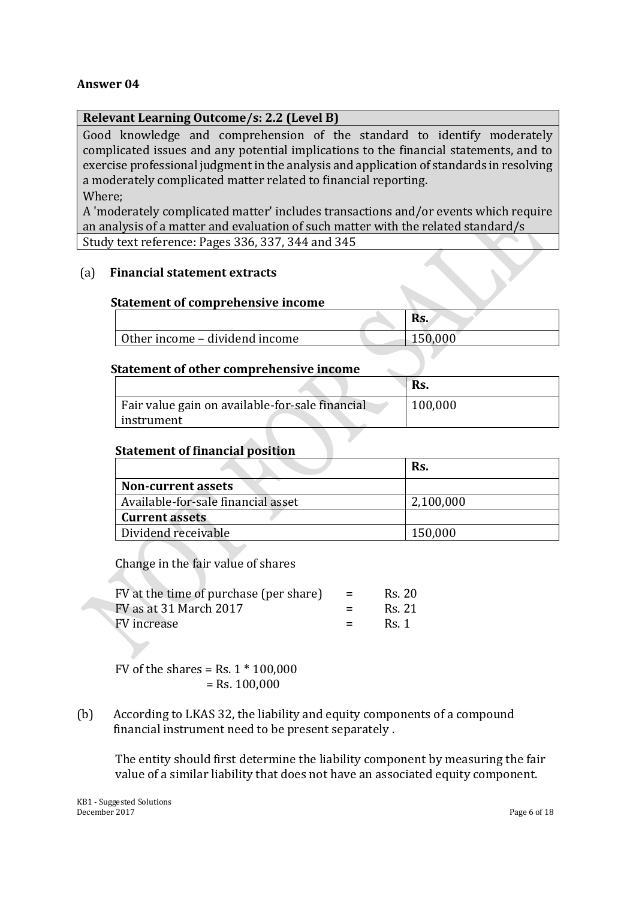## Answer 04

| Relevant Learning Outcome/s: 2.2 (Level B) |
|---|
| Good knowledge and comprehension of the standard to identify moderately complicated issues and any potential implications to the financial statements, and to exercise professional judgment in the analysis and application of standards in resolving a moderately complicated matter related to financial reporting.<br>Where;<br>A 'moderately complicated matter' includes transactions and/or events which require an analysis of a matter and evaluation of such matter with the related standard/s |
| Study text reference: Pages 336, 337, 344 and 345 |

(a) **Financial statement extracts**

**Statement of comprehensive income**

| | Rs. |
|---|---|
| Other income – dividend income | 150,000 |

**Statement of other comprehensive income**

| | Rs. |
|---|---|
| Fair value gain on available-for-sale financial instrument | 100,000 |

**Statement of financial position**

| | Rs. |
|---|---|
| **Non-current assets** | |
| Available-for-sale financial asset | 2,100,000 |
| **Current assets** | |
| Dividend receivable | 150,000 |

Change in the fair value of shares

| | | |
|---|---|---|
| FV at the time of purchase (per share) | = | Rs. 20 |
| FV as at 31 March 2017 | = | Rs. 21 |
| FV increase | = | Rs. 1 |

FV of the shares = Rs. 1 * 100,000
= Rs. 100,000

(b) According to LKAS 32, the liability and equity components of a compound financial instrument need to be present separately .

The entity should first determine the liability component by measuring the fair value of a similar liability that does not have an associated equity component.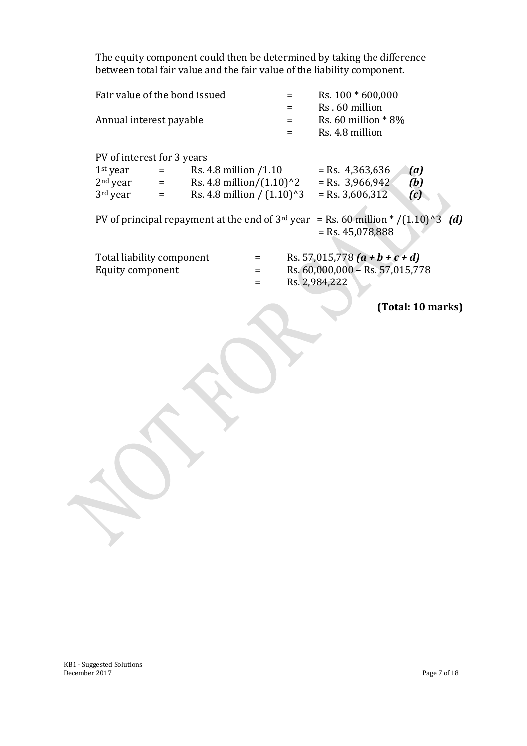The equity component could then be determined by taking the difference between total fair value and the fair value of the liability component.

| | | |
|---|---|---|
| Fair value of the bond issued | = | Rs. 100 * 600,000 |
| | = | Rs . 60 million |
| Annual interest payable | = | Rs. 60 million * 8% |
| | = | Rs. 4.8 million |

PV of interest for 3 years

| | | | | |
|---|---|---|---|---|
| 1st year | = | Rs. 4.8 million /1.10 | = Rs. 4,363,636 | ***(a)*** |
| 2nd year | = | Rs. 4.8 million/(1.10)^2 | = Rs. 3,966,942 | ***(b)*** |
| 3rd year | = | Rs. 4.8 million / (1.10)^3 | = Rs. 3,606,312 | ***(c)*** |

PV of principal repayment at the end of 3rd year = Rs. 60 million * /(1.10)^3 ***(d)***
= Rs. 45,078,888

| | | |
|---|---|---|
| Total liability component | = | Rs. 57,015,778 ***(a + b + c + d)*** |
| Equity component | = | Rs. 60,000,000 – Rs. 57,015,778 |
| | = | Rs. 2,984,222 |

**(Total: 10 marks)**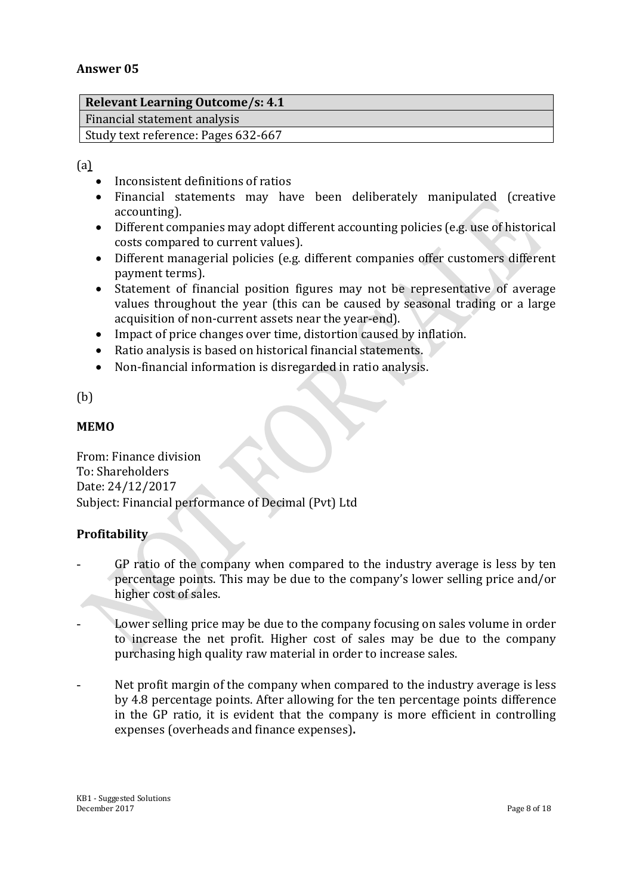## Answer 05

| Relevant Learning Outcome/s: 4.1 |
|---|
| Financial statement analysis |
| Study text reference: Pages 632-667 |

(a)

- Inconsistent definitions of ratios
- Financial statements may have been deliberately manipulated (creative accounting).
- Different companies may adopt different accounting policies (e.g. use of historical costs compared to current values).
- Different managerial policies (e.g. different companies offer customers different payment terms).
- Statement of financial position figures may not be representative of average values throughout the year (this can be caused by seasonal trading or a large acquisition of non-current assets near the year-end).
- Impact of price changes over time, distortion caused by inflation.
- Ratio analysis is based on historical financial statements.
- Non-financial information is disregarded in ratio analysis.

(b)

**MEMO**

From: Finance division
To: Shareholders
Date: 24/12/2017
Subject: Financial performance of Decimal (Pvt) Ltd

**Profitability**

- GP ratio of the company when compared to the industry average is less by ten percentage points. This may be due to the company's lower selling price and/or higher cost of sales.

- Lower selling price may be due to the company focusing on sales volume in order to increase the net profit. Higher cost of sales may be due to the company purchasing high quality raw material in order to increase sales.

- Net profit margin of the company when compared to the industry average is less by 4.8 percentage points. After allowing for the ten percentage points difference in the GP ratio, it is evident that the company is more efficient in controlling expenses (overheads and finance expenses).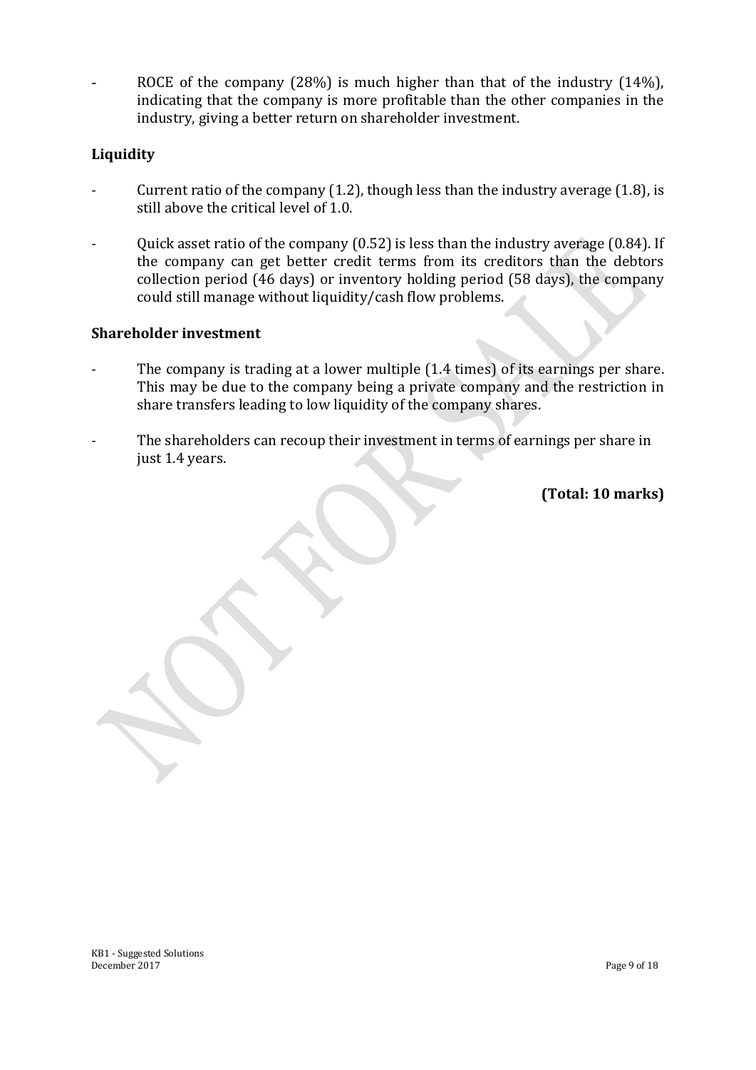- ROCE of the company (28%) is much higher than that of the industry (14%), indicating that the company is more profitable than the other companies in the industry, giving a better return on shareholder investment.

**Liquidity**

- Current ratio of the company (1.2), though less than the industry average (1.8), is still above the critical level of 1.0.

- Quick asset ratio of the company (0.52) is less than the industry average (0.84). If the company can get better credit terms from its creditors than the debtors collection period (46 days) or inventory holding period (58 days), the company could still manage without liquidity/cash flow problems.

**Shareholder investment**

- The company is trading at a lower multiple (1.4 times) of its earnings per share. This may be due to the company being a private company and the restriction in share transfers leading to low liquidity of the company shares.

- The shareholders can recoup their investment in terms of earnings per share in just 1.4 years.

**(Total: 10 marks)**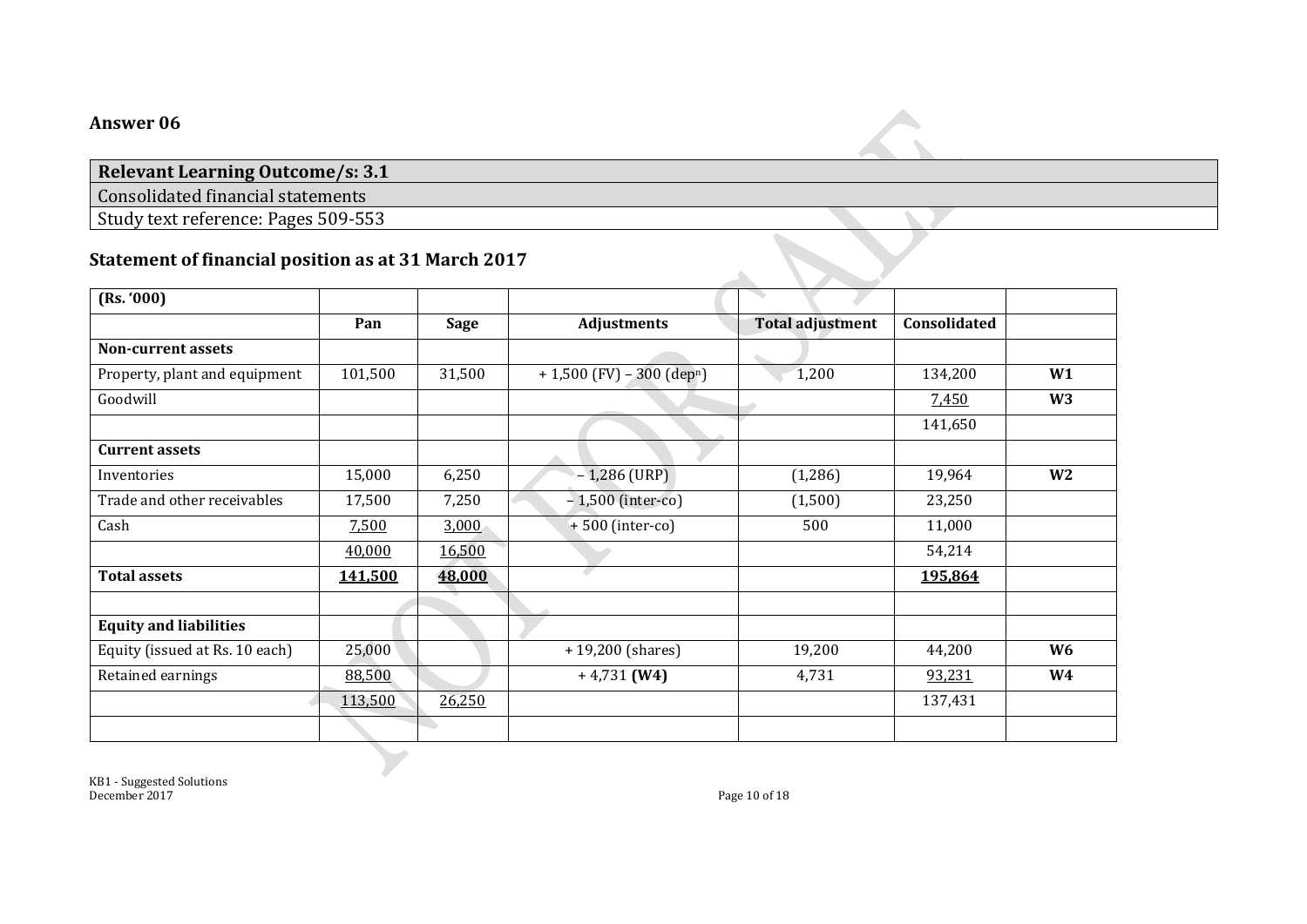## Answer 06

| Relevant Learning Outcome/s: 3.1 |
|---|
| Consolidated financial statements |
| Study text reference: Pages 509-553 |

### Statement of financial position as at 31 March 2017

| (Rs. '000) | | | | | | |
|---|---|---|---|---|---|---|
| | **Pan** | **Sage** | **Adjustments** | **Total adjustment** | **Consolidated** | |
| **Non-current assets** | | | | | | |
| Property, plant and equipment | 101,500 | 31,500 | + 1,500 (FV) – 300 (dep$^{n}$) | 1,200 | 134,200 | **W1** |
| Goodwill | | | | | 7,450 | **W3** |
| | | | | | 141,650 | |
| **Current assets** | | | | | | |
| Inventories | 15,000 | 6,250 | – 1,286 (URP) | (1,286) | 19,964 | **W2** |
| Trade and other receivables | 17,500 | 7,250 | – 1,500 (inter-co) | (1,500) | 23,250 | |
| Cash | 7,500 | 3,000 | + 500 (inter-co) | 500 | 11,000 | |
| | 40,000 | 16,500 | | | 54,214 | |
| **Total assets** | **141,500** | **48,000** | | | **195,864** | |
| | | | | | | |
| **Equity and liabilities** | | | | | | |
| Equity (issued at Rs. 10 each) | 25,000 | | + 19,200 (shares) | 19,200 | 44,200 | **W6** |
| Retained earnings | 88,500 | | + 4,731 **(W4)** | 4,731 | 93,231 | **W4** |
| | 113,500 | 26,250 | | | 137,431 | |
| | | | | | | |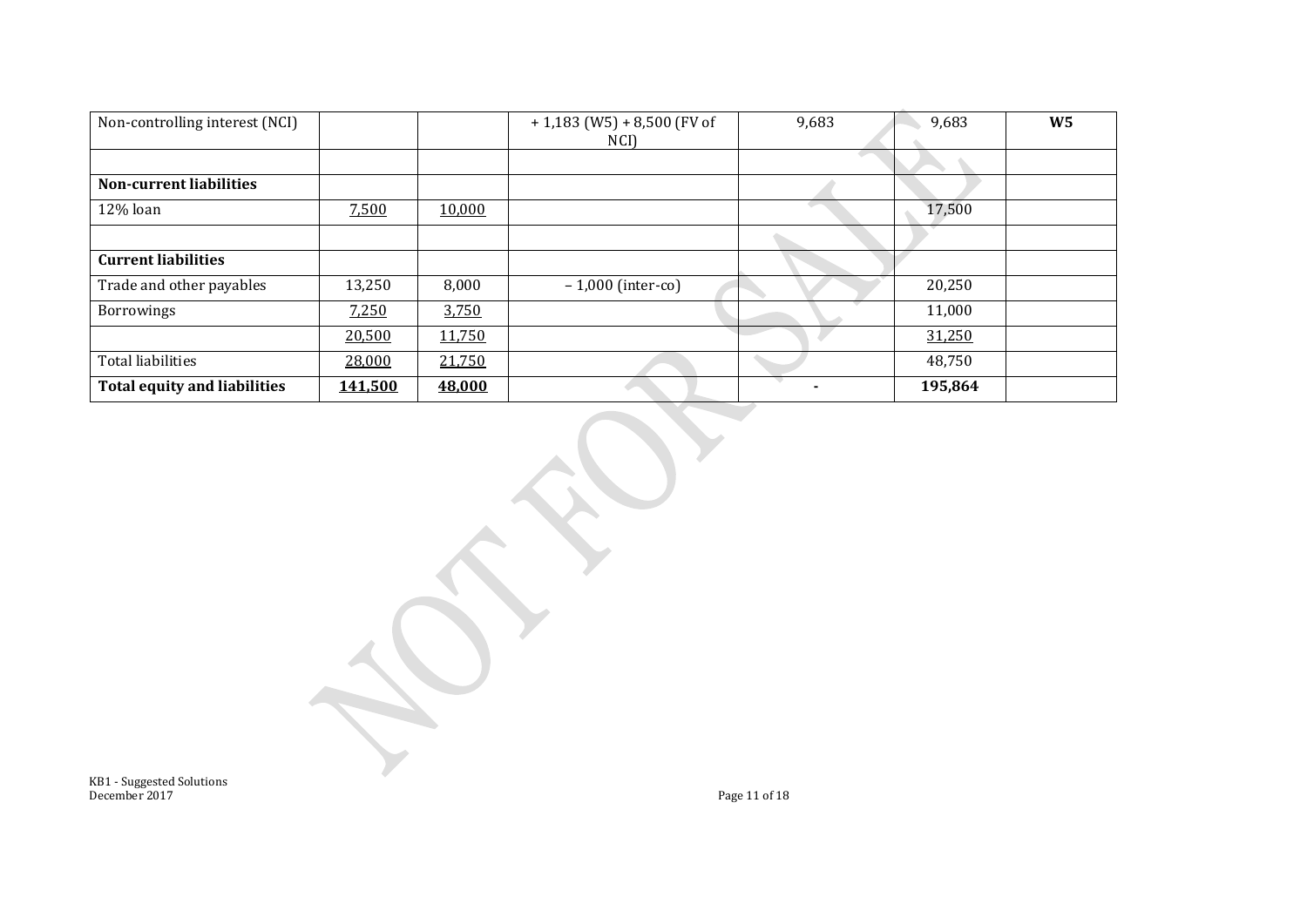| Non-controlling interest (NCI) | | | + 1,183 (W5) + 8,500 (FV of NCI) | 9,683 | 9,683 | **W5** |
|---|---|---|---|---|---|---|
| | | | | | | |
| **Non-current liabilities** | | | | | | |
| 12% loan | 7,500 | 10,000 | | | 17,500 | |
| | | | | | | |
| **Current liabilities** | | | | | | |
| Trade and other payables | 13,250 | 8,000 | – 1,000 (inter-co) | | 20,250 | |
| Borrowings | 7,250 | 3,750 | | | 11,000 | |
| | 20,500 | 11,750 | | | 31,250 | |
| Total liabilities | 28,000 | 21,750 | | | 48,750 | |
| **Total equity and liabilities** | **141,500** | **48,000** | | - | **195,864** | |

KB1 - Suggested Solutions
December 2017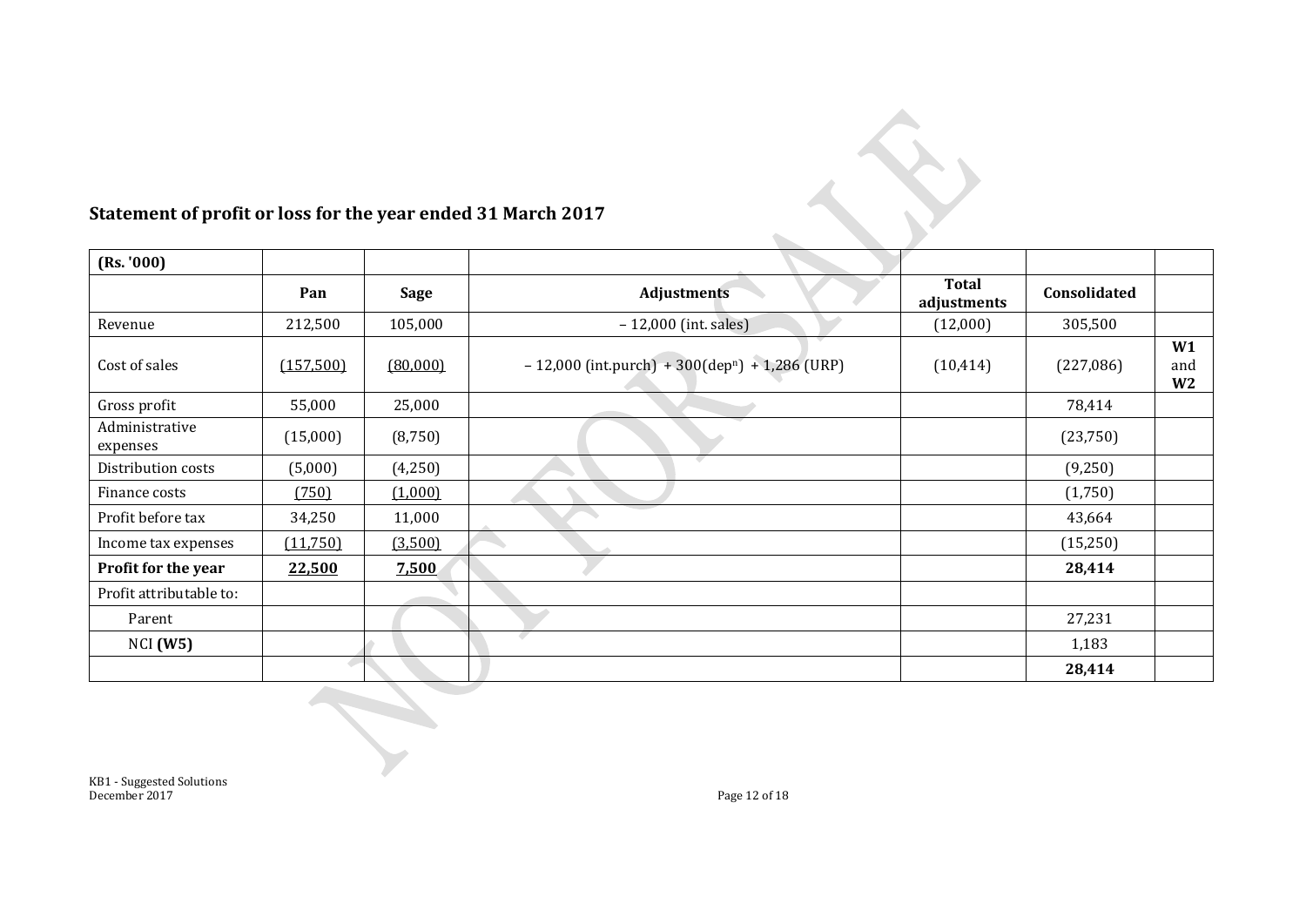## Statement of profit or loss for the year ended 31 March 2017

| (Rs. '000) | | | | | | |
|---|---|---|---|---|---|---|
| | **Pan** | **Sage** | **Adjustments** | **Total adjustments** | **Consolidated** | |
| Revenue | 212,500 | 105,000 | – 12,000 (int. sales) | (12,000) | 305,500 | |
| Cost of sales | (157,500) | (80,000) | – 12,000 (int.purch) + 300(dep$^n$) + 1,286 (URP) | (10,414) | (227,086) | **W1** and **W2** |
| Gross profit | 55,000 | 25,000 | | | 78,414 | |
| Administrative expenses | (15,000) | (8,750) | | | (23,750) | |
| Distribution costs | (5,000) | (4,250) | | | (9,250) | |
| Finance costs | (750) | (1,000) | | | (1,750) | |
| Profit before tax | 34,250 | 11,000 | | | 43,664 | |
| Income tax expenses | (11,750) | (3,500) | | | (15,250) | |
| **Profit for the year** | **22,500** | **7,500** | | | **28,414** | |
| Profit attributable to: | | | | | | |
| Parent | | | | | 27,231 | |
| NCI **(W5)** | | | | | 1,183 | |
| | | | | | **28,414** | |

KB1 - Suggested Solutions
December 2017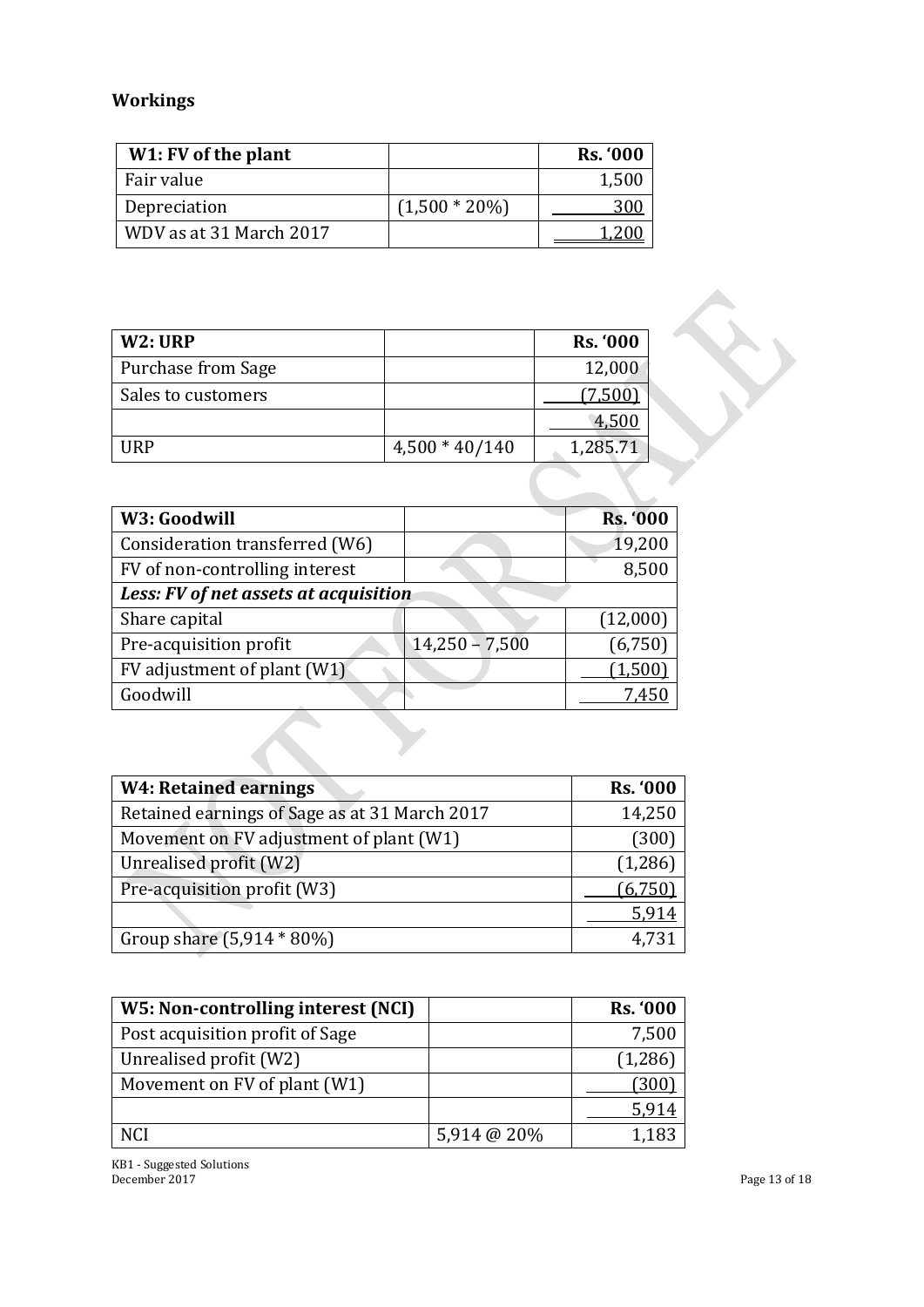## Workings

| W1: FV of the plant | | Rs. '000 |
|---|---|---|
| Fair value | | 1,500 |
| Depreciation | (1,500 * 20%) | 300 |
| WDV as at 31 March 2017 | | 1,200 |

| W2: URP | | Rs. '000 |
|---|---|---|
| Purchase from Sage | | 12,000 |
| Sales to customers | | (7,500) |
| | | 4,500 |
| URP | 4,500 * 40/140 | 1,285.71 |

| W3: Goodwill | | Rs. '000 |
|---|---|---|
| Consideration transferred (W6) | | 19,200 |
| FV of non-controlling interest | | 8,500 |
| ***Less: FV of net assets at acquisition*** | | |
| Share capital | | (12,000) |
| Pre-acquisition profit | 14,250 – 7,500 | (6,750) |
| FV adjustment of plant (W1) | | (1,500) |
| Goodwill | | 7,450 |

| W4: Retained earnings | Rs. '000 |
|---|---|
| Retained earnings of Sage as at 31 March 2017 | 14,250 |
| Movement on FV adjustment of plant (W1) | (300) |
| Unrealised profit (W2) | (1,286) |
| Pre-acquisition profit (W3) | (6,750) |
| | 5,914 |
| Group share (5,914 * 80%) | 4,731 |

| W5: Non-controlling interest (NCI) | | Rs. '000 |
|---|---|---|
| Post acquisition profit of Sage | | 7,500 |
| Unrealised profit (W2) | | (1,286) |
| Movement on FV of plant (W1) | | (300) |
| | | 5,914 |
| NCI | 5,914 @ 20% | 1,183 |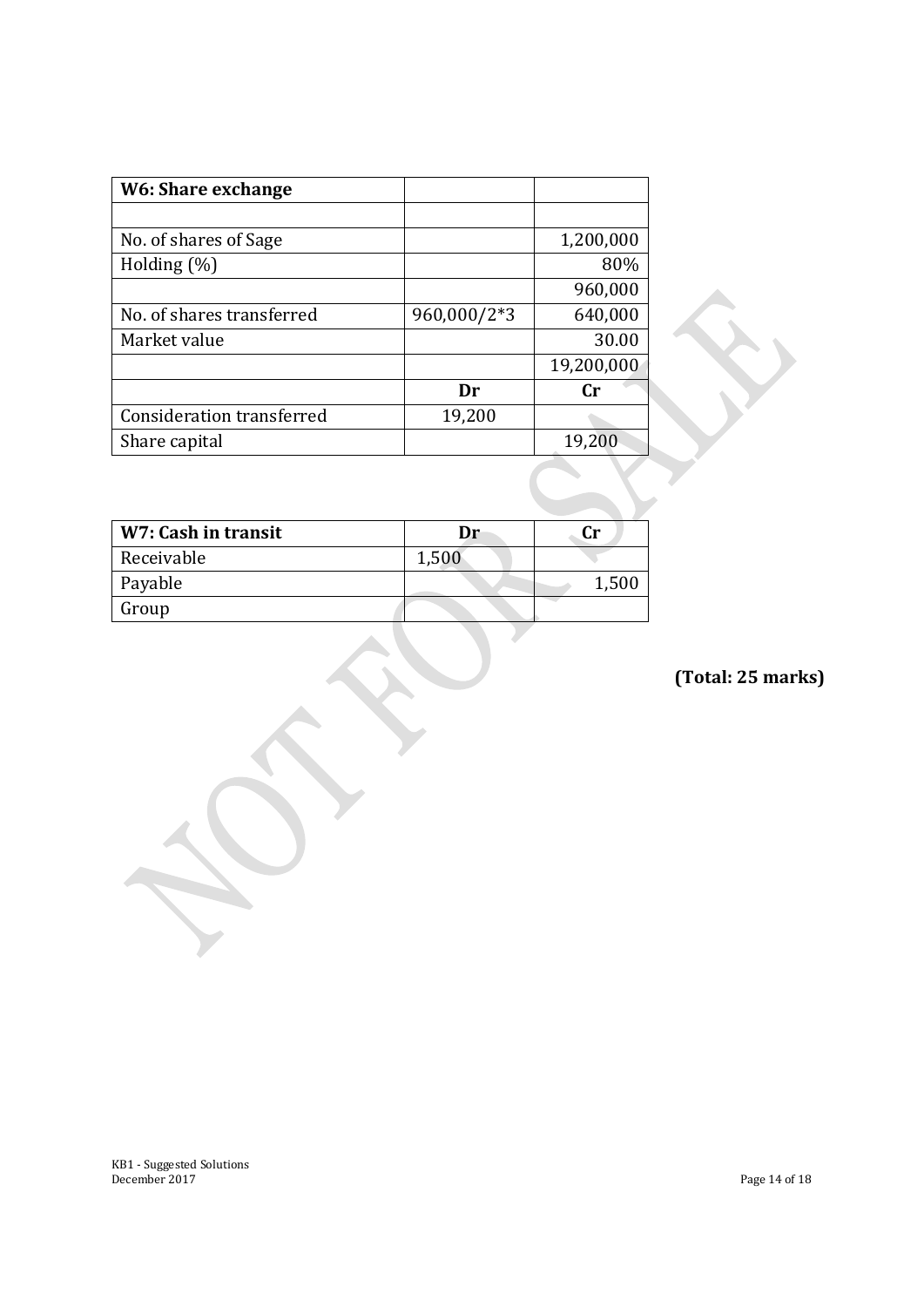| W6: Share exchange | | |
|---|---|---|
| | | |
| No. of shares of Sage | | 1,200,000 |
| Holding (%) | | 80% |
| | | 960,000 |
| No. of shares transferred | 960,000/2*3 | 640,000 |
| Market value | | 30.00 |
| | | 19,200,000 |
| | **Dr** | **Cr** |
| Consideration transferred | 19,200 | |
| Share capital | | 19,200 |

| W7: Cash in transit | Dr | Cr |
|---|---|---|
| Receivable | 1,500 | |
| Payable | | 1,500 |
| Group | | |

**(Total: 25 marks)**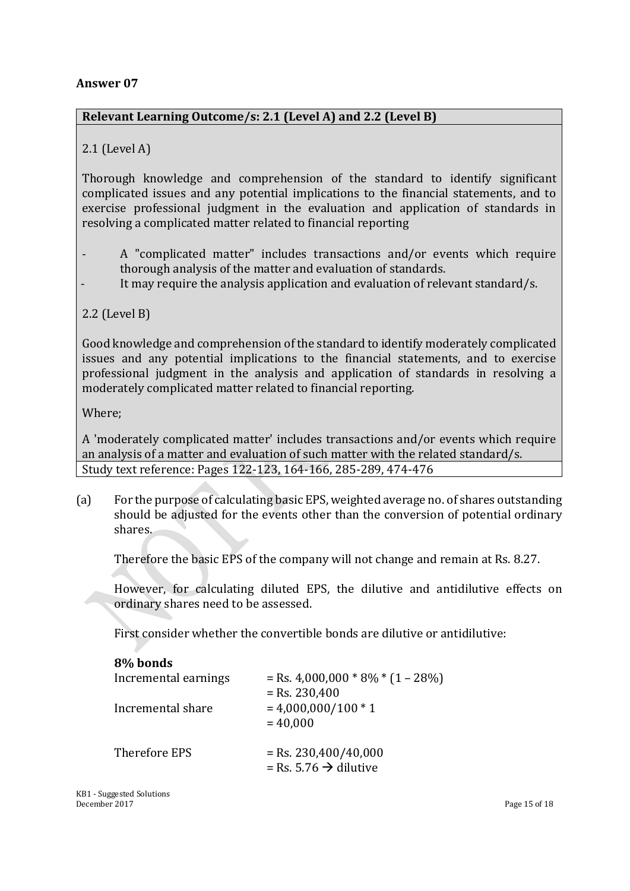## Answer 07

| **Relevant Learning Outcome/s: 2.1 (Level A) and 2.2 (Level B)** |
|---|
| 2.1 (Level A)<br><br>Thorough knowledge and comprehension of the standard to identify significant complicated issues and any potential implications to the financial statements, and to exercise professional judgment in the evaluation and application of standards in resolving a complicated matter related to financial reporting<br><br>- A "complicated matter" includes transactions and/or events which require thorough analysis of the matter and evaluation of standards.<br>- It may require the analysis application and evaluation of relevant standard/s.<br><br>2.2 (Level B)<br><br>Good knowledge and comprehension of the standard to identify moderately complicated issues and any potential implications to the financial statements, and to exercise professional judgment in the analysis and application of standards in resolving a moderately complicated matter related to financial reporting.<br><br>Where;<br><br>A 'moderately complicated matter' includes transactions and/or events which require an analysis of a matter and evaluation of such matter with the related standard/s. |
| Study text reference: Pages 122-123, 164-166, 285-289, 474-476 |

(a) For the purpose of calculating basic EPS, weighted average no. of shares outstanding should be adjusted for the events other than the conversion of potential ordinary shares.

Therefore the basic EPS of the company will not change and remain at Rs. 8.27.

However, for calculating diluted EPS, the dilutive and antidilutive effects on ordinary shares need to be assessed.

First consider whether the convertible bonds are dilutive or antidilutive:

**8% bonds**

| | |
|---|---|
| Incremental earnings | = Rs. 4,000,000 * 8% * (1 – 28%) |
| | = Rs. 230,400 |
| Incremental share | = 4,000,000/100 * 1 |
| | = 40,000 |
| Therefore EPS | = Rs. 230,400/40,000 |
| | = Rs. 5.76 → dilutive |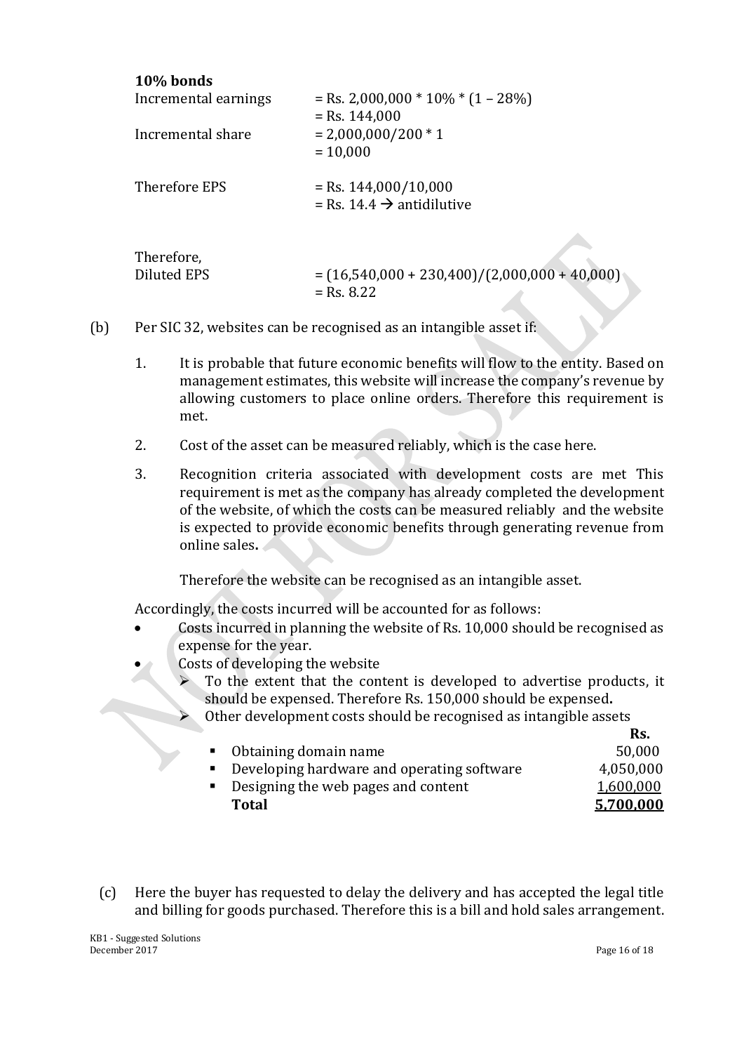**10% bonds**

| | |
|---|---|
| Incremental earnings | = Rs. 2,000,000 * 10% * (1 – 28%) |
| | = Rs. 144,000 |
| Incremental share | = 2,000,000/200 * 1 |
| | = 10,000 |
| Therefore EPS | = Rs. 144,000/10,000 |
| | = Rs. 14.4 → antidilutive |

Therefore,

| | |
|---|---|
| Diluted EPS | = (16,540,000 + 230,400)/(2,000,000 + 40,000) |
| | = Rs. 8.22 |

(b) Per SIC 32, websites can be recognised as an intangible asset if:

1. It is probable that future economic benefits will flow to the entity. Based on management estimates, this website will increase the company's revenue by allowing customers to place online orders. Therefore this requirement is met.
2. Cost of the asset can be measured reliably, which is the case here.
3. Recognition criteria associated with development costs are met This requirement is met as the company has already completed the development of the website, of which the costs can be measured reliably and the website is expected to provide economic benefits through generating revenue from online sales**.**

   Therefore the website can be recognised as an intangible asset.

Accordingly, the costs incurred will be accounted for as follows:

- Costs incurred in planning the website of Rs. 10,000 should be recognised as expense for the year.
- Costs of developing the website
  - To the extent that the content is developed to advertise products, it should be expensed. Therefore Rs. 150,000 should be expensed**.**
  - Other development costs should be recognised as intangible assets

| | **Rs.** |
|---|---|
| ▪ Obtaining domain name | 50,000 |
| ▪ Developing hardware and operating software | 4,050,000 |
| ▪ Designing the web pages and content | 1,600,000 |
| **Total** | **5,700,000** |

(c) Here the buyer has requested to delay the delivery and has accepted the legal title and billing for goods purchased. Therefore this is a bill and hold sales arrangement.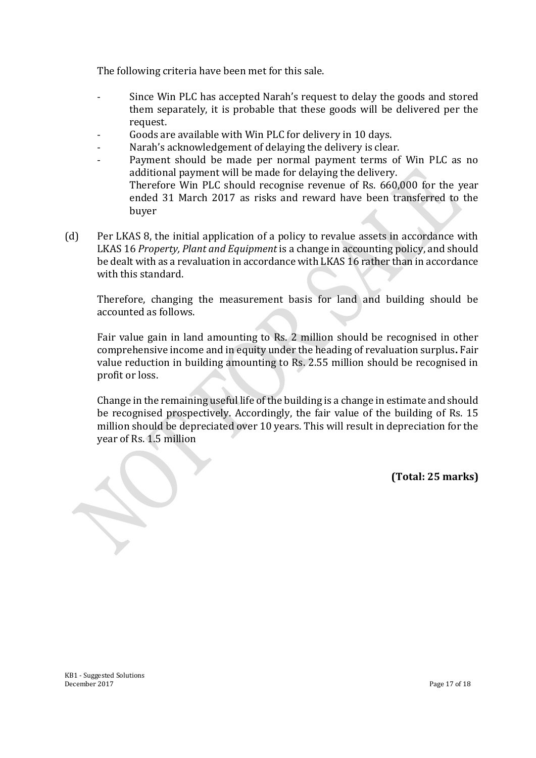The following criteria have been met for this sale.

- Since Win PLC has accepted Narah's request to delay the goods and stored them separately, it is probable that these goods will be delivered per the request.
- Goods are available with Win PLC for delivery in 10 days.
- Narah's acknowledgement of delaying the delivery is clear.
- Payment should be made per normal payment terms of Win PLC as no additional payment will be made for delaying the delivery.
  Therefore Win PLC should recognise revenue of Rs. 660,000 for the year ended 31 March 2017 as risks and reward have been transferred to the buyer

(d) Per LKAS 8, the initial application of a policy to revalue assets in accordance with LKAS 16 *Property, Plant and Equipment* is a change in accounting policy, and should be dealt with as a revaluation in accordance with LKAS 16 rather than in accordance with this standard.

Therefore, changing the measurement basis for land and building should be accounted as follows.

Fair value gain in land amounting to Rs. 2 million should be recognised in other comprehensive income and in equity under the heading of revaluation surplus**.** Fair value reduction in building amounting to Rs. 2.55 million should be recognised in profit or loss.

Change in the remaining useful life of the building is a change in estimate and should be recognised prospectively. Accordingly, the fair value of the building of Rs. 15 million should be depreciated over 10 years. This will result in depreciation for the year of Rs. 1.5 million

**(Total: 25 marks)**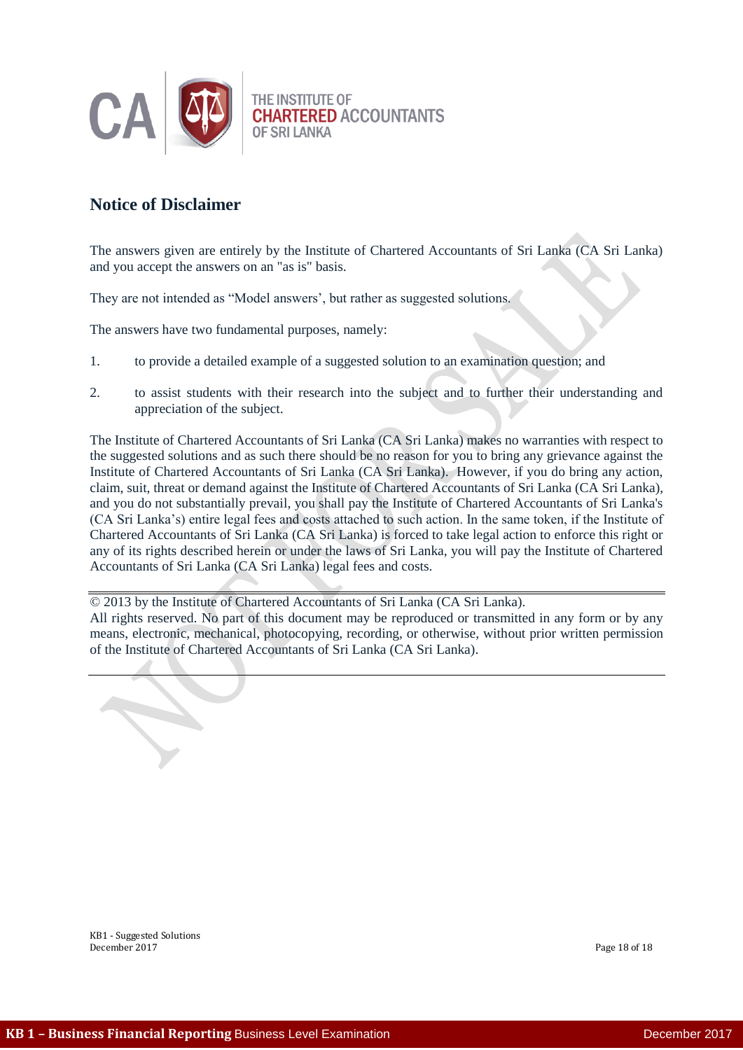THE INSTITUTE OF CHARTERED ACCOUNTANTS OF SRI LANKA

## Notice of Disclaimer

The answers given are entirely by the Institute of Chartered Accountants of Sri Lanka (CA Sri Lanka) and you accept the answers on an "as is" basis.

They are not intended as "Model answers', but rather as suggested solutions.

The answers have two fundamental purposes, namely:

1. to provide a detailed example of a suggested solution to an examination question; and

2. to assist students with their research into the subject and to further their understanding and appreciation of the subject.

The Institute of Chartered Accountants of Sri Lanka (CA Sri Lanka) makes no warranties with respect to the suggested solutions and as such there should be no reason for you to bring any grievance against the Institute of Chartered Accountants of Sri Lanka (CA Sri Lanka). However, if you do bring any action, claim, suit, threat or demand against the Institute of Chartered Accountants of Sri Lanka (CA Sri Lanka), and you do not substantially prevail, you shall pay the Institute of Chartered Accountants of Sri Lanka's (CA Sri Lanka's) entire legal fees and costs attached to such action. In the same token, if the Institute of Chartered Accountants of Sri Lanka (CA Sri Lanka) is forced to take legal action to enforce this right or any of its rights described herein or under the laws of Sri Lanka, you will pay the Institute of Chartered Accountants of Sri Lanka (CA Sri Lanka) legal fees and costs.

---

© 2013 by the Institute of Chartered Accountants of Sri Lanka (CA Sri Lanka).
All rights reserved. No part of this document may be reproduced or transmitted in any form or by any means, electronic, mechanical, photocopying, recording, or otherwise, without prior written permission of the Institute of Chartered Accountants of Sri Lanka (CA Sri Lanka).

---